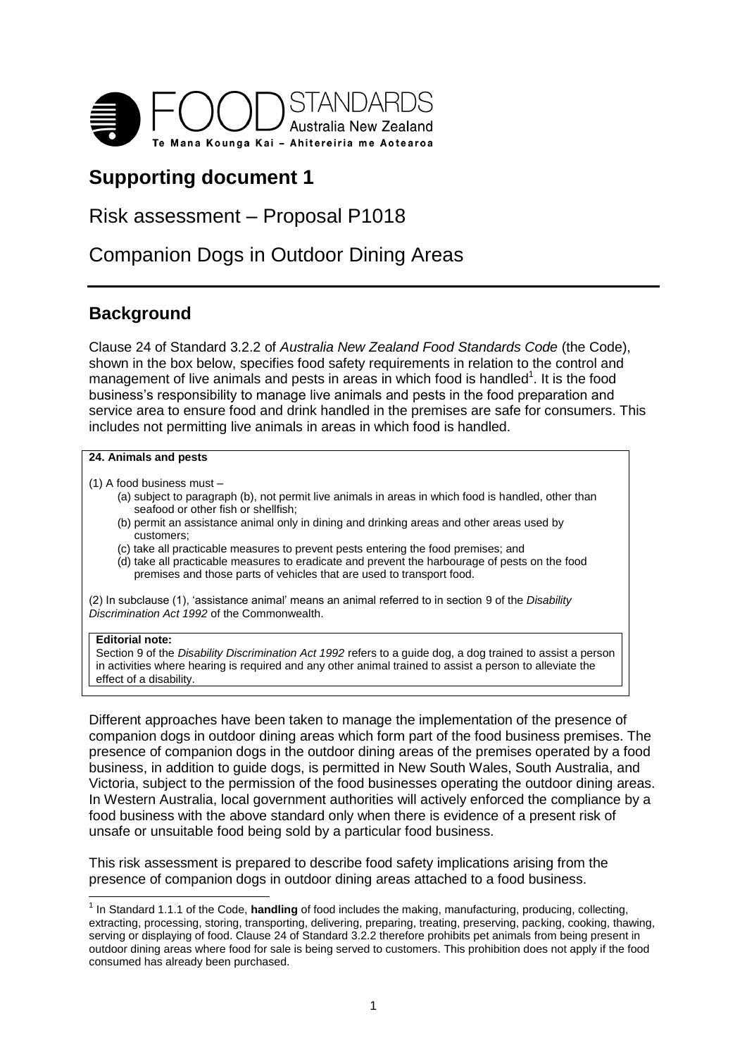FOOD STANDARDS Australia New Zealand

Te Mana Kounga Kai – Ahitereiria me Aotearoa

# Supporting document 1

## Risk assessment – Proposal P1018

## Companion Dogs in Outdoor Dining Areas

---

## Background

Clause 24 of Standard 3.2.2 of *Australia New Zealand Food Standards Code* (the Code), shown in the box below, specifies food safety requirements in relation to the control and management of live animals and pests in areas in which food is handled[1]. It is the food business's responsibility to manage live animals and pests in the food preparation and service area to ensure food and drink handled in the premises are safe for consumers. This includes not permitting live animals in areas in which food is handled.

> **24. Animals and pests**
>
> (1) A food business must –
>
> (a) subject to paragraph (b), not permit live animals in areas in which food is handled, other than seafood or other fish or shellfish;
>
> (b) permit an assistance animal only in dining and drinking areas and other areas used by customers;
>
> (c) take all practicable measures to prevent pests entering the food premises; and
>
> (d) take all practicable measures to eradicate and prevent the harbourage of pests on the food premises and those parts of vehicles that are used to transport food.
>
> (2) In subclause (1), 'assistance animal' means an animal referred to in section 9 of the *Disability Discrimination Act 1992* of the Commonwealth.
>
> **Editorial note:**
> Section 9 of the *Disability Discrimination Act 1992* refers to a guide dog, a dog trained to assist a person in activities where hearing is required and any other animal trained to assist a person to alleviate the effect of a disability.

Different approaches have been taken to manage the implementation of the presence of companion dogs in outdoor dining areas which form part of the food business premises. The presence of companion dogs in the outdoor dining areas of the premises operated by a food business, in addition to guide dogs, is permitted in New South Wales, South Australia, and Victoria, subject to the permission of the food businesses operating the outdoor dining areas. In Western Australia, local government authorities will actively enforced the compliance by a food business with the above standard only when there is evidence of a present risk of unsafe or unsuitable food being sold by a particular food business.

This risk assessment is prepared to describe food safety implications arising from the presence of companion dogs in outdoor dining areas attached to a food business.

---

[1] In Standard 1.1.1 of the Code, **handling** of food includes the making, manufacturing, producing, collecting, extracting, processing, storing, transporting, delivering, preparing, treating, preserving, packing, cooking, thawing, serving or displaying of food. Clause 24 of Standard 3.2.2 therefore prohibits pet animals from being present in outdoor dining areas where food for sale is being served to customers. This prohibition does not apply if the food consumed has already been purchased.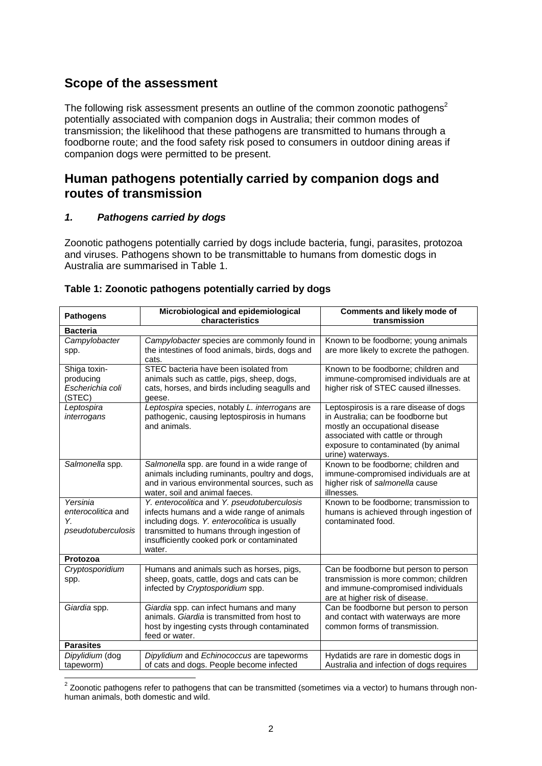## Scope of the assessment

The following risk assessment presents an outline of the common zoonotic pathogens[2] potentially associated with companion dogs in Australia; their common modes of transmission; the likelihood that these pathogens are transmitted to humans through a foodborne route; and the food safety risk posed to consumers in outdoor dining areas if companion dogs were permitted to be present.

## Human pathogens potentially carried by companion dogs and routes of transmission

### *1. Pathogens carried by dogs*

Zoonotic pathogens potentially carried by dogs include bacteria, fungi, parasites, protozoa and viruses. Pathogens shown to be transmittable to humans from domestic dogs in Australia are summarised in Table 1.

**Table 1: Zoonotic pathogens potentially carried by dogs**

| Pathogens | Microbiological and epidemiological characteristics | Comments and likely mode of transmission |
|---|---|---|
| **Bacteria** | | |
| *Campylobacter* spp. | *Campylobacter* species are commonly found in the intestines of food animals, birds, dogs and cats. | Known to be foodborne; young animals are more likely to excrete the pathogen. |
| Shiga toxin-producing *Escherichia coli* (STEC) | STEC bacteria have been isolated from animals such as cattle, pigs, sheep, dogs, cats, horses, and birds including seagulls and geese. | Known to be foodborne; children and immune-compromised individuals are at higher risk of STEC caused illnesses. |
| *Leptospira interrogans* | *Leptospira* species, notably *L. interrogans* are pathogenic, causing leptospirosis in humans and animals. | Leptospirosis is a rare disease of dogs in Australia; can be foodborne but mostly an occupational disease associated with cattle or through exposure to contaminated (by animal urine) waterways. |
| *Salmonella* spp. | *Salmonella* spp. are found in a wide range of animals including ruminants, poultry and dogs, and in various environmental sources, such as water, soil and animal faeces. | Known to be foodborne; children and immune-compromised individuals are at higher risk of *salmonella* cause illnesses. |
| *Yersinia enterocolitica* and *Y. pseudotuberculosis* | *Y. enterocolitica* and *Y. pseudotuberculosis* infects humans and a wide range of animals including dogs. *Y. enterocolitica* is usually transmitted to humans through ingestion of insufficiently cooked pork or contaminated water. | Known to be foodborne; transmission to humans is achieved through ingestion of contaminated food. |
| **Protozoa** | | |
| *Cryptosporidium* spp. | Humans and animals such as horses, pigs, sheep, goats, cattle, dogs and cats can be infected by *Cryptosporidium* spp. | Can be foodborne but person to person transmission is more common; children and immune-compromised individuals are at higher risk of disease. |
| *Giardia* spp. | *Giardia* spp. can infect humans and many animals. *Giardia* is transmitted from host to host by ingesting cysts through contaminated feed or water. | Can be foodborne but person to person and contact with waterways are more common forms of transmission. |
| **Parasites** | | |
| *Dipylidium* (dog tapeworm) | *Dipylidium* and *Echinococcus* are tapeworms of cats and dogs. People become infected | Hydatids are rare in domestic dogs in Australia and infection of dogs requires |

[2] Zoonotic pathogens refer to pathogens that can be transmitted (sometimes via a vector) to humans through non-human animals, both domestic and wild.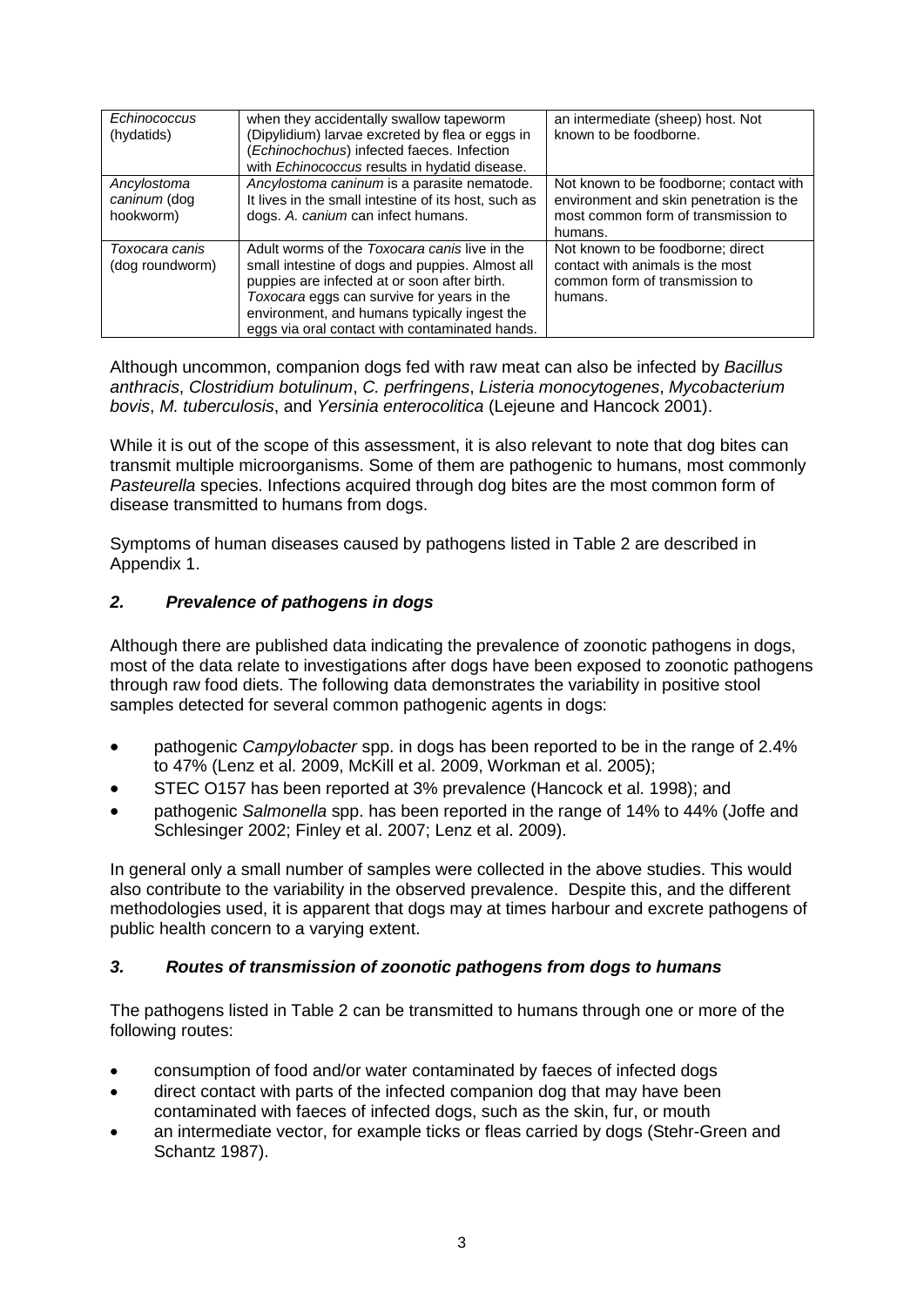| | | |
|---|---|---|
| *Echinococcus* (hydatids) | when they accidentally swallow tapeworm (Dipylidium) larvae excreted by flea or eggs in (*Echinochochus*) infected faeces. Infection with *Echinococcus* results in hydatid disease. | an intermediate (sheep) host. Not known to be foodborne. |
| *Ancylostoma caninum* (dog hookworm) | *Ancylostoma caninum* is a parasite nematode. It lives in the small intestine of its host, such as dogs. *A. canium* can infect humans. | Not known to be foodborne; contact with environment and skin penetration is the most common form of transmission to humans. |
| *Toxocara canis* (dog roundworm) | Adult worms of the *Toxocara canis* live in the small intestine of dogs and puppies. Almost all puppies are infected at or soon after birth. *Toxocara* eggs can survive for years in the environment, and humans typically ingest the eggs via oral contact with contaminated hands. | Not known to be foodborne; direct contact with animals is the most common form of transmission to humans. |

Although uncommon, companion dogs fed with raw meat can also be infected by *Bacillus anthracis*, *Clostridium botulinum*, *C. perfringens*, *Listeria monocytogenes*, *Mycobacterium bovis*, *M. tuberculosis*, and *Yersinia enterocolitica* (Lejeune and Hancock 2001).

While it is out of the scope of this assessment, it is also relevant to note that dog bites can transmit multiple microorganisms. Some of them are pathogenic to humans, most commonly *Pasteurella* species. Infections acquired through dog bites are the most common form of disease transmitted to humans from dogs.

Symptoms of human diseases caused by pathogens listed in Table 2 are described in Appendix 1.

### *2. Prevalence of pathogens in dogs*

Although there are published data indicating the prevalence of zoonotic pathogens in dogs, most of the data relate to investigations after dogs have been exposed to zoonotic pathogens through raw food diets. The following data demonstrates the variability in positive stool samples detected for several common pathogenic agents in dogs:

- pathogenic *Campylobacter* spp. in dogs has been reported to be in the range of 2.4% to 47% (Lenz et al. 2009, McKill et al. 2009, Workman et al. 2005);
- STEC O157 has been reported at 3% prevalence (Hancock et al. 1998); and
- pathogenic *Salmonella* spp. has been reported in the range of 14% to 44% (Joffe and Schlesinger 2002; Finley et al. 2007; Lenz et al. 2009).

In general only a small number of samples were collected in the above studies. This would also contribute to the variability in the observed prevalence. Despite this, and the different methodologies used, it is apparent that dogs may at times harbour and excrete pathogens of public health concern to a varying extent.

### *3. Routes of transmission of zoonotic pathogens from dogs to humans*

The pathogens listed in Table 2 can be transmitted to humans through one or more of the following routes:

- consumption of food and/or water contaminated by faeces of infected dogs
- direct contact with parts of the infected companion dog that may have been contaminated with faeces of infected dogs, such as the skin, fur, or mouth
- an intermediate vector, for example ticks or fleas carried by dogs (Stehr-Green and Schantz 1987).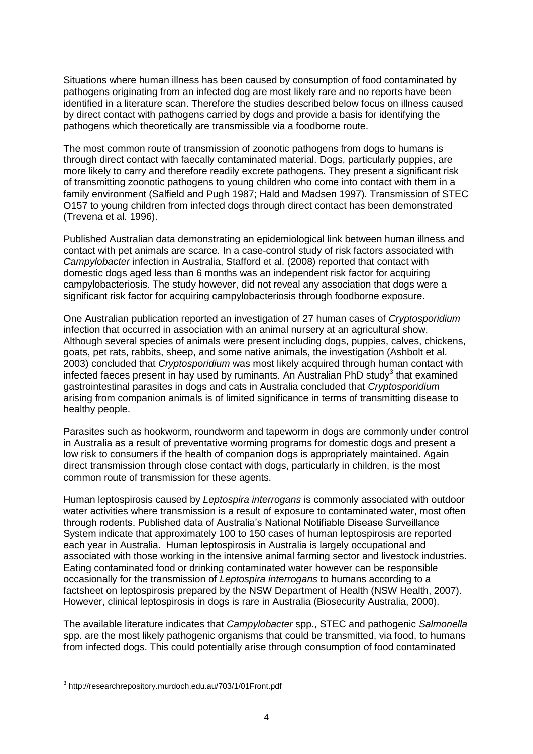Situations where human illness has been caused by consumption of food contaminated by pathogens originating from an infected dog are most likely rare and no reports have been identified in a literature scan. Therefore the studies described below focus on illness caused by direct contact with pathogens carried by dogs and provide a basis for identifying the pathogens which theoretically are transmissible via a foodborne route.

The most common route of transmission of zoonotic pathogens from dogs to humans is through direct contact with faecally contaminated material. Dogs, particularly puppies, are more likely to carry and therefore readily excrete pathogens. They present a significant risk of transmitting zoonotic pathogens to young children who come into contact with them in a family environment (Salfield and Pugh 1987; Hald and Madsen 1997). Transmission of STEC O157 to young children from infected dogs through direct contact has been demonstrated (Trevena et al. 1996).

Published Australian data demonstrating an epidemiological link between human illness and contact with pet animals are scarce. In a case-control study of risk factors associated with *Campylobacter* infection in Australia, Stafford et al. (2008) reported that contact with domestic dogs aged less than 6 months was an independent risk factor for acquiring campylobacteriosis. The study however, did not reveal any association that dogs were a significant risk factor for acquiring campylobacteriosis through foodborne exposure.

One Australian publication reported an investigation of 27 human cases of *Cryptosporidium* infection that occurred in association with an animal nursery at an agricultural show. Although several species of animals were present including dogs, puppies, calves, chickens, goats, pet rats, rabbits, sheep, and some native animals, the investigation (Ashbolt et al. 2003) concluded that *Cryptosporidium* was most likely acquired through human contact with infected faeces present in hay used by ruminants. An Australian PhD study[3] that examined gastrointestinal parasites in dogs and cats in Australia concluded that *Cryptosporidium* arising from companion animals is of limited significance in terms of transmitting disease to healthy people.

Parasites such as hookworm, roundworm and tapeworm in dogs are commonly under control in Australia as a result of preventative worming programs for domestic dogs and present a low risk to consumers if the health of companion dogs is appropriately maintained. Again direct transmission through close contact with dogs, particularly in children, is the most common route of transmission for these agents.

Human leptospirosis caused by *Leptospira interrogans* is commonly associated with outdoor water activities where transmission is a result of exposure to contaminated water, most often through rodents. Published data of Australia's National Notifiable Disease Surveillance System indicate that approximately 100 to 150 cases of human leptospirosis are reported each year in Australia. Human leptospirosis in Australia is largely occupational and associated with those working in the intensive animal farming sector and livestock industries. Eating contaminated food or drinking contaminated water however can be responsible occasionally for the transmission of *Leptospira interrogans* to humans according to a factsheet on leptospirosis prepared by the NSW Department of Health (NSW Health, 2007). However, clinical leptospirosis in dogs is rare in Australia (Biosecurity Australia, 2000).

The available literature indicates that *Campylobacter* spp., STEC and pathogenic *Salmonella* spp. are the most likely pathogenic organisms that could be transmitted, via food, to humans from infected dogs. This could potentially arise through consumption of food contaminated

[3] http://researchrepository.murdoch.edu.au/703/1/01Front.pdf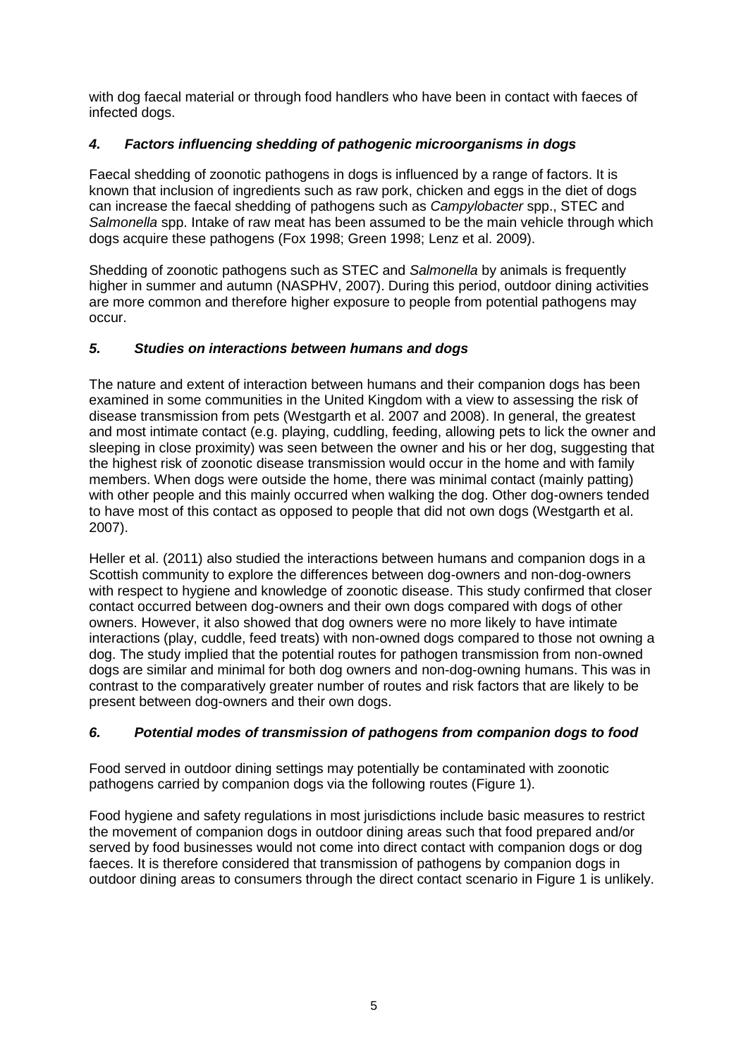with dog faecal material or through food handlers who have been in contact with faeces of infected dogs.

### *4. Factors influencing shedding of pathogenic microorganisms in dogs*

Faecal shedding of zoonotic pathogens in dogs is influenced by a range of factors. It is known that inclusion of ingredients such as raw pork, chicken and eggs in the diet of dogs can increase the faecal shedding of pathogens such as *Campylobacter* spp., STEC and *Salmonella* spp. Intake of raw meat has been assumed to be the main vehicle through which dogs acquire these pathogens (Fox 1998; Green 1998; Lenz et al. 2009).

Shedding of zoonotic pathogens such as STEC and *Salmonella* by animals is frequently higher in summer and autumn (NASPHV, 2007). During this period, outdoor dining activities are more common and therefore higher exposure to people from potential pathogens may occur.

### *5. Studies on interactions between humans and dogs*

The nature and extent of interaction between humans and their companion dogs has been examined in some communities in the United Kingdom with a view to assessing the risk of disease transmission from pets (Westgarth et al. 2007 and 2008). In general, the greatest and most intimate contact (e.g. playing, cuddling, feeding, allowing pets to lick the owner and sleeping in close proximity) was seen between the owner and his or her dog, suggesting that the highest risk of zoonotic disease transmission would occur in the home and with family members. When dogs were outside the home, there was minimal contact (mainly patting) with other people and this mainly occurred when walking the dog. Other dog-owners tended to have most of this contact as opposed to people that did not own dogs (Westgarth et al. 2007).

Heller et al. (2011) also studied the interactions between humans and companion dogs in a Scottish community to explore the differences between dog-owners and non-dog-owners with respect to hygiene and knowledge of zoonotic disease. This study confirmed that closer contact occurred between dog-owners and their own dogs compared with dogs of other owners. However, it also showed that dog owners were no more likely to have intimate interactions (play, cuddle, feed treats) with non-owned dogs compared to those not owning a dog. The study implied that the potential routes for pathogen transmission from non-owned dogs are similar and minimal for both dog owners and non-dog-owning humans. This was in contrast to the comparatively greater number of routes and risk factors that are likely to be present between dog-owners and their own dogs.

### *6. Potential modes of transmission of pathogens from companion dogs to food*

Food served in outdoor dining settings may potentially be contaminated with zoonotic pathogens carried by companion dogs via the following routes (Figure 1).

Food hygiene and safety regulations in most jurisdictions include basic measures to restrict the movement of companion dogs in outdoor dining areas such that food prepared and/or served by food businesses would not come into direct contact with companion dogs or dog faeces. It is therefore considered that transmission of pathogens by companion dogs in outdoor dining areas to consumers through the direct contact scenario in Figure 1 is unlikely.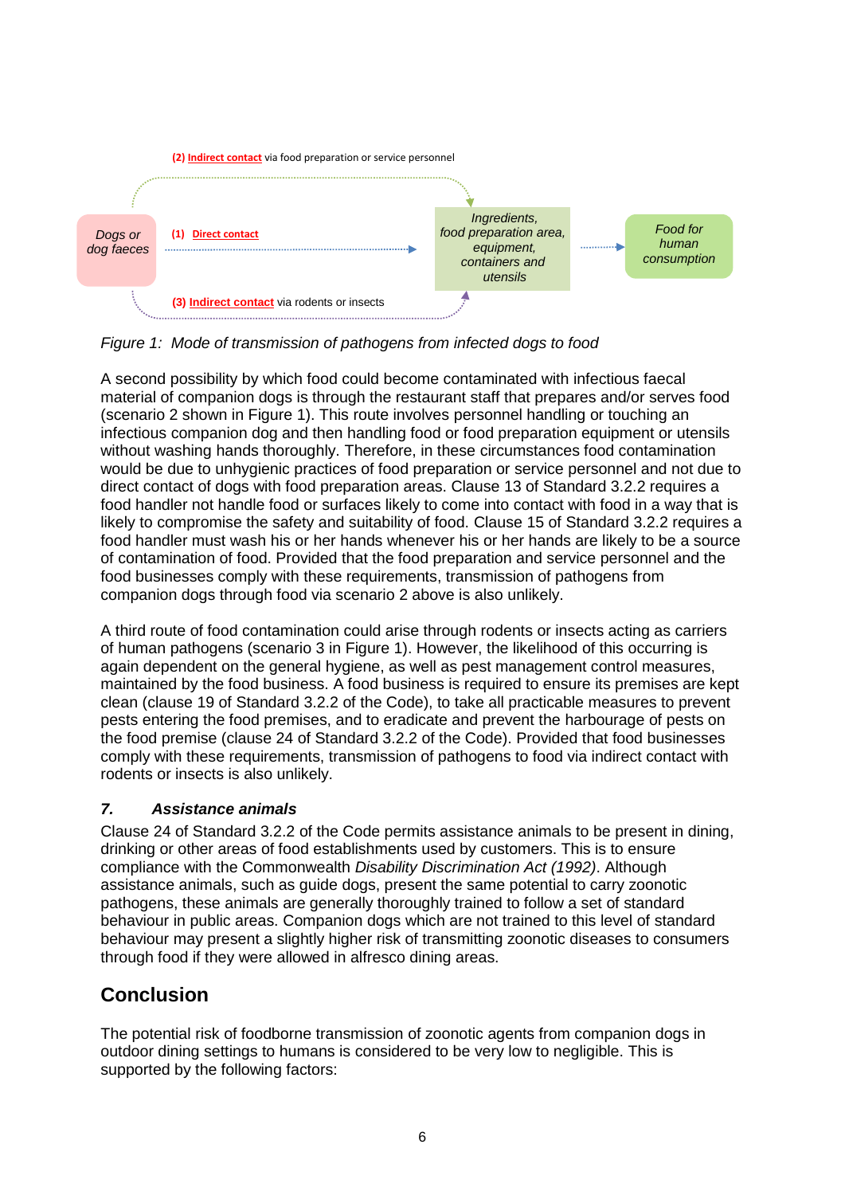(2) Indirect contact via food preparation or service personnel

*Dogs or dog faeces* — (1) Direct contact → *Ingredients, food preparation area, equipment, containers and utensils* → *Food for human consumption*

(3) Indirect contact via rodents or insects

*Figure 1: Mode of transmission of pathogens from infected dogs to food*

A second possibility by which food could become contaminated with infectious faecal material of companion dogs is through the restaurant staff that prepares and/or serves food (scenario 2 shown in Figure 1). This route involves personnel handling or touching an infectious companion dog and then handling food or food preparation equipment or utensils without washing hands thoroughly. Therefore, in these circumstances food contamination would be due to unhygienic practices of food preparation or service personnel and not due to direct contact of dogs with food preparation areas. Clause 13 of Standard 3.2.2 requires a food handler not handle food or surfaces likely to come into contact with food in a way that is likely to compromise the safety and suitability of food. Clause 15 of Standard 3.2.2 requires a food handler must wash his or her hands whenever his or her hands are likely to be a source of contamination of food. Provided that the food preparation and service personnel and the food businesses comply with these requirements, transmission of pathogens from companion dogs through food via scenario 2 above is also unlikely.

A third route of food contamination could arise through rodents or insects acting as carriers of human pathogens (scenario 3 in Figure 1). However, the likelihood of this occurring is again dependent on the general hygiene, as well as pest management control measures, maintained by the food business. A food business is required to ensure its premises are kept clean (clause 19 of Standard 3.2.2 of the Code), to take all practicable measures to prevent pests entering the food premises, and to eradicate and prevent the harbourage of pests on the food premise (clause 24 of Standard 3.2.2 of the Code). Provided that food businesses comply with these requirements, transmission of pathogens to food via indirect contact with rodents or insects is also unlikely.

### *7. Assistance animals*

Clause 24 of Standard 3.2.2 of the Code permits assistance animals to be present in dining, drinking or other areas of food establishments used by customers. This is to ensure compliance with the Commonwealth *Disability Discrimination Act (1992)*. Although assistance animals, such as guide dogs, present the same potential to carry zoonotic pathogens, these animals are generally thoroughly trained to follow a set of standard behaviour in public areas. Companion dogs which are not trained to this level of standard behaviour may present a slightly higher risk of transmitting zoonotic diseases to consumers through food if they were allowed in alfresco dining areas.

## Conclusion

The potential risk of foodborne transmission of zoonotic agents from companion dogs in outdoor dining settings to humans is considered to be very low to negligible. This is supported by the following factors: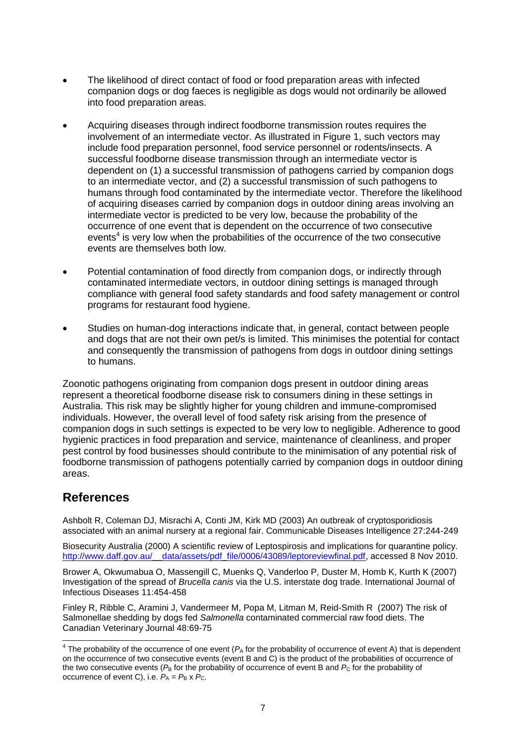- The likelihood of direct contact of food or food preparation areas with infected companion dogs or dog faeces is negligible as dogs would not ordinarily be allowed into food preparation areas.

- Acquiring diseases through indirect foodborne transmission routes requires the involvement of an intermediate vector. As illustrated in Figure 1, such vectors may include food preparation personnel, food service personnel or rodents/insects. A successful foodborne disease transmission through an intermediate vector is dependent on (1) a successful transmission of pathogens carried by companion dogs to an intermediate vector, and (2) a successful transmission of such pathogens to humans through food contaminated by the intermediate vector. Therefore the likelihood of acquiring diseases carried by companion dogs in outdoor dining areas involving an intermediate vector is predicted to be very low, because the probability of the occurrence of one event that is dependent on the occurrence of two consecutive events[4] is very low when the probabilities of the occurrence of the two consecutive events are themselves both low.

- Potential contamination of food directly from companion dogs, or indirectly through contaminated intermediate vectors, in outdoor dining settings is managed through compliance with general food safety standards and food safety management or control programs for restaurant food hygiene.

- Studies on human-dog interactions indicate that, in general, contact between people and dogs that are not their own pet/s is limited. This minimises the potential for contact and consequently the transmission of pathogens from dogs in outdoor dining settings to humans.

Zoonotic pathogens originating from companion dogs present in outdoor dining areas represent a theoretical foodborne disease risk to consumers dining in these settings in Australia. This risk may be slightly higher for young children and immune-compromised individuals. However, the overall level of food safety risk arising from the presence of companion dogs in such settings is expected to be very low to negligible. Adherence to good hygienic practices in food preparation and service, maintenance of cleanliness, and proper pest control by food businesses should contribute to the minimisation of any potential risk of foodborne transmission of pathogens potentially carried by companion dogs in outdoor dining areas.

## References

Ashbolt R, Coleman DJ, Misrachi A, Conti JM, Kirk MD (2003) An outbreak of cryptosporidiosis associated with an animal nursery at a regional fair. Communicable Diseases Intelligence 27:244-249

Biosecurity Australia (2000) A scientific review of Leptospirosis and implications for quarantine policy. http://www.daff.gov.au/__data/assets/pdf_file/0006/43089/leptoreviewfinal.pdf, accessed 8 Nov 2010.

Brower A, Okwumabua O, Massengill C, Muenks Q, Vanderloo P, Duster M, Homb K, Kurth K (2007) Investigation of the spread of *Brucella canis* via the U.S. interstate dog trade. International Journal of Infectious Diseases 11:454-458

Finley R, Ribble C, Aramini J, Vandermeer M, Popa M, Litman M, Reid-Smith R (2007) The risk of Salmonellae shedding by dogs fed *Salmonella* contaminated commercial raw food diets. The Canadian Veterinary Journal 48:69-75

---

[4] The probability of the occurrence of one event ($P_A$ for the probability of occurrence of event A) that is dependent on the occurrence of two consecutive events (event B and C) is the product of the probabilities of occurrence of the two consecutive events ($P_B$ for the probability of occurrence of event B and $P_C$ for the probability of occurrence of event C), i.e. $P_A = P_B \times P_C$.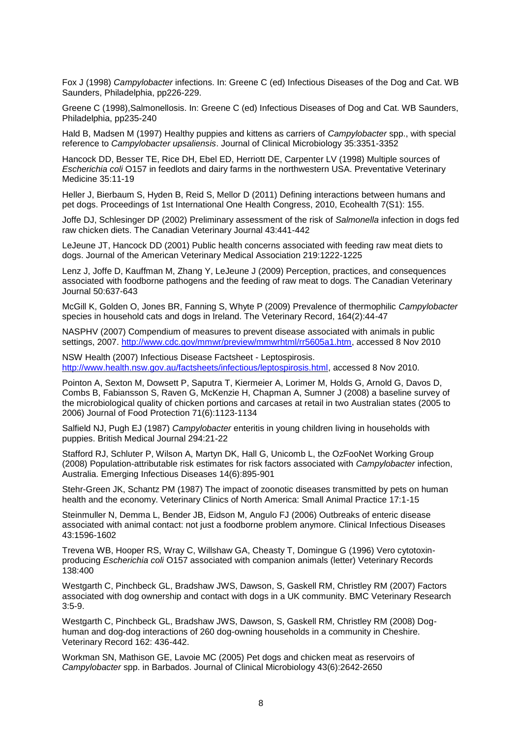Fox J (1998) *Campylobacter* infections. In: Greene C (ed) Infectious Diseases of the Dog and Cat. WB Saunders, Philadelphia, pp226-229.

Greene C (1998),Salmonellosis. In: Greene C (ed) Infectious Diseases of Dog and Cat. WB Saunders, Philadelphia, pp235-240

Hald B, Madsen M (1997) Healthy puppies and kittens as carriers of *Campylobacter* spp., with special reference to *Campylobacter upsaliensis*. Journal of Clinical Microbiology 35:3351-3352

Hancock DD, Besser TE, Rice DH, Ebel ED, Herriott DE, Carpenter LV (1998) Multiple sources of *Escherichia coli* O157 in feedlots and dairy farms in the northwestern USA. Preventative Veterinary Medicine 35:11-19

Heller J, Bierbaum S, Hyden B, Reid S, Mellor D (2011) Defining interactions between humans and pet dogs. Proceedings of 1st International One Health Congress, 2010, Ecohealth 7(S1): 155.

Joffe DJ, Schlesinger DP (2002) Preliminary assessment of the risk of *Salmonella* infection in dogs fed raw chicken diets. The Canadian Veterinary Journal 43:441-442

LeJeune JT, Hancock DD (2001) Public health concerns associated with feeding raw meat diets to dogs. Journal of the American Veterinary Medical Association 219:1222-1225

Lenz J, Joffe D, Kauffman M, Zhang Y, LeJeune J (2009) Perception, practices, and consequences associated with foodborne pathogens and the feeding of raw meat to dogs. The Canadian Veterinary Journal 50:637-643

McGill K, Golden O, Jones BR, Fanning S, Whyte P (2009) Prevalence of thermophilic *Campylobacter* species in household cats and dogs in Ireland. The Veterinary Record, 164(2):44-47

NASPHV (2007) Compendium of measures to prevent disease associated with animals in public settings, 2007. http://www.cdc.gov/mmwr/preview/mmwrhtml/rr5605a1.htm, accessed 8 Nov 2010

NSW Health (2007) Infectious Disease Factsheet - Leptospirosis. http://www.health.nsw.gov.au/factsheets/infectious/leptospirosis.html, accessed 8 Nov 2010.

Pointon A, Sexton M, Dowsett P, Saputra T, Kiermeier A, Lorimer M, Holds G, Arnold G, Davos D, Combs B, Fabiansson S, Raven G, McKenzie H, Chapman A, Sumner J (2008) a baseline survey of the microbiological quality of chicken portions and carcases at retail in two Australian states (2005 to 2006) Journal of Food Protection 71(6):1123-1134

Salfield NJ, Pugh EJ (1987) *Campylobacter* enteritis in young children living in households with puppies. British Medical Journal 294:21-22

Stafford RJ, Schluter P, Wilson A, Martyn DK, Hall G, Unicomb L, the OzFooNet Working Group (2008) Population-attributable risk estimates for risk factors associated with *Campylobacter* infection, Australia. Emerging Infectious Diseases 14(6):895-901

Stehr-Green JK, Schantz PM (1987) The impact of zoonotic diseases transmitted by pets on human health and the economy. Veterinary Clinics of North America: Small Animal Practice 17:1-15

Steinmuller N, Demma L, Bender JB, Eidson M, Angulo FJ (2006) Outbreaks of enteric disease associated with animal contact: not just a foodborne problem anymore. Clinical Infectious Diseases 43:1596-1602

Trevena WB, Hooper RS, Wray C, Willshaw GA, Cheasty T, Domingue G (1996) Vero cytotoxin-producing *Escherichia coli* O157 associated with companion animals (letter) Veterinary Records 138:400

Westgarth C, Pinchbeck GL, Bradshaw JWS, Dawson, S, Gaskell RM, Christley RM (2007) Factors associated with dog ownership and contact with dogs in a UK community. BMC Veterinary Research 3:5-9.

Westgarth C, Pinchbeck GL, Bradshaw JWS, Dawson, S, Gaskell RM, Christley RM (2008) Dog-human and dog-dog interactions of 260 dog-owning households in a community in Cheshire. Veterinary Record 162: 436-442.

Workman SN, Mathison GE, Lavoie MC (2005) Pet dogs and chicken meat as reservoirs of *Campylobacter* spp. in Barbados. Journal of Clinical Microbiology 43(6):2642-2650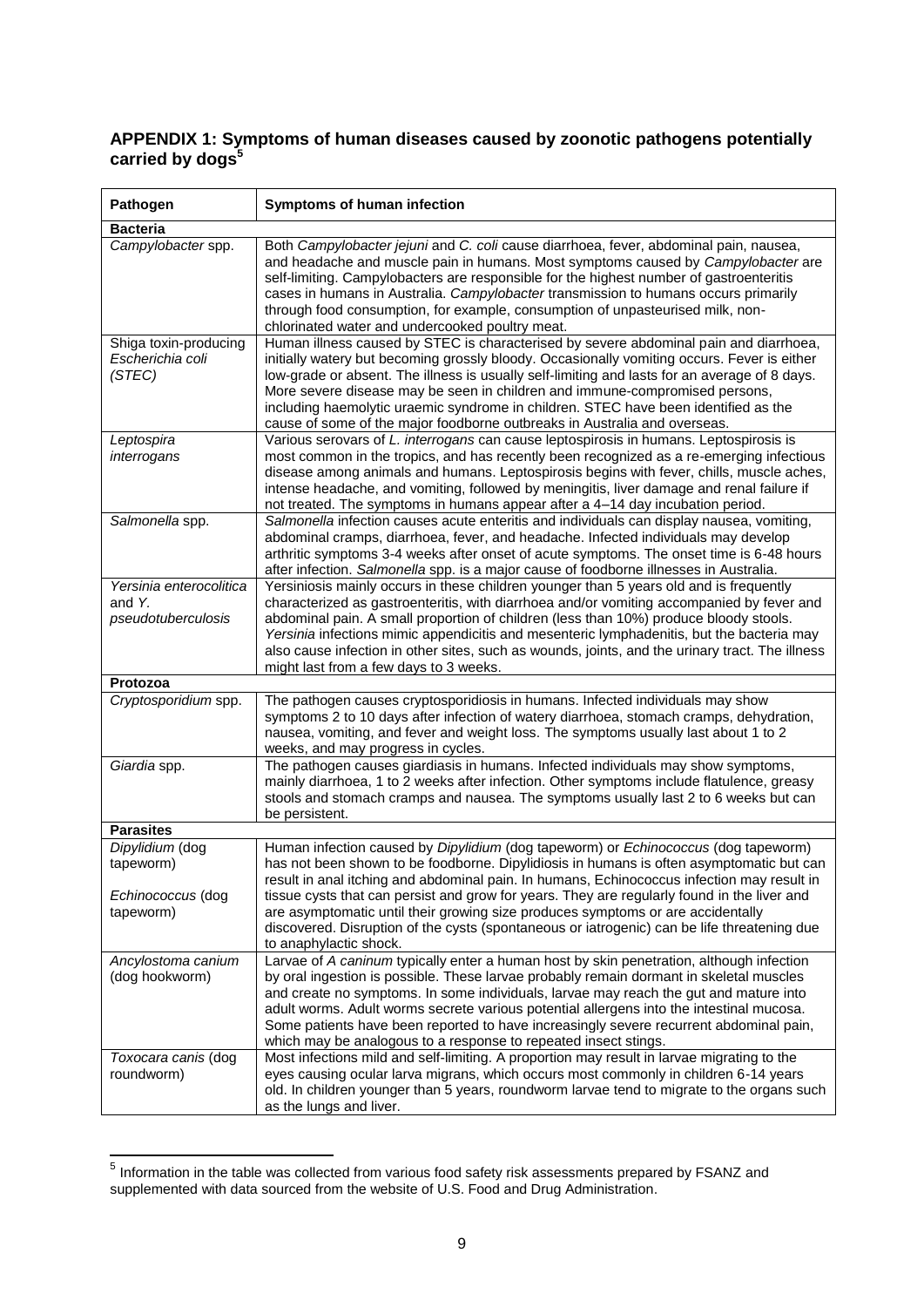## APPENDIX 1: Symptoms of human diseases caused by zoonotic pathogens potentially carried by dogs[5]

| Pathogen | Symptoms of human infection |
|---|---|
| **Bacteria** | |
| *Campylobacter* spp. | Both *Campylobacter jejuni* and *C. coli* cause diarrhoea, fever, abdominal pain, nausea, and headache and muscle pain in humans. Most symptoms caused by *Campylobacter* are self-limiting. Campylobacters are responsible for the highest number of gastroenteritis cases in humans in Australia. *Campylobacter* transmission to humans occurs primarily through food consumption, for example, consumption of unpasteurised milk, non-chlorinated water and undercooked poultry meat. |
| Shiga toxin-producing *Escherichia coli* (STEC) | Human illness caused by STEC is characterised by severe abdominal pain and diarrhoea, initially watery but becoming grossly bloody. Occasionally vomiting occurs. Fever is either low-grade or absent. The illness is usually self-limiting and lasts for an average of 8 days. More severe disease may be seen in children and immune-compromised persons, including haemolytic uraemic syndrome in children. STEC have been identified as the cause of some of the major foodborne outbreaks in Australia and overseas. |
| *Leptospira interrogans* | Various serovars of *L. interrogans* can cause leptospirosis in humans. Leptospirosis is most common in the tropics, and has recently been recognized as a re-emerging infectious disease among animals and humans. Leptospirosis begins with fever, chills, muscle aches, intense headache, and vomiting, followed by meningitis, liver damage and renal failure if not treated. The symptoms in humans appear after a 4–14 day incubation period. |
| *Salmonella* spp. | *Salmonella* infection causes acute enteritis and individuals can display nausea, vomiting, abdominal cramps, diarrhoea, fever, and headache. Infected individuals may develop arthritic symptoms 3-4 weeks after onset of acute symptoms. The onset time is 6-48 hours after infection. *Salmonella* spp. is a major cause of foodborne illnesses in Australia. |
| *Yersinia enterocolitica* and *Y. pseudotuberculosis* | Yersiniosis mainly occurs in these children younger than 5 years old and is frequently characterized as gastroenteritis, with diarrhoea and/or vomiting accompanied by fever and abdominal pain. A small proportion of children (less than 10%) produce bloody stools. *Yersinia* infections mimic appendicitis and mesenteric lymphadenitis, but the bacteria may also cause infection in other sites, such as wounds, joints, and the urinary tract. The illness might last from a few days to 3 weeks. |
| **Protozoa** | |
| *Cryptosporidium* spp. | The pathogen causes cryptosporidiosis in humans. Infected individuals may show symptoms 2 to 10 days after infection of watery diarrhoea, stomach cramps, dehydration, nausea, vomiting, and fever and weight loss. The symptoms usually last about 1 to 2 weeks, and may progress in cycles. |
| *Giardia* spp. | The pathogen causes giardiasis in humans. Infected individuals may show symptoms, mainly diarrhoea, 1 to 2 weeks after infection. Other symptoms include flatulence, greasy stools and stomach cramps and nausea. The symptoms usually last 2 to 6 weeks but can be persistent. |
| **Parasites** | |
| *Dipylidium* (dog tapeworm)<br><br>*Echinococcus* (dog tapeworm) | Human infection caused by *Dipylidium* (dog tapeworm) or *Echinococcus* (dog tapeworm) has not been shown to be foodborne. Dipylidiosis in humans is often asymptomatic but can result in anal itching and abdominal pain. In humans, Echinococcus infection may result in tissue cysts that can persist and grow for years. They are regularly found in the liver and are asymptomatic until their growing size produces symptoms or are accidentally discovered. Disruption of the cysts (spontaneous or iatrogenic) can be life threatening due to anaphylactic shock. |
| *Ancylostoma canium* (dog hookworm) | Larvae of *A caninum* typically enter a human host by skin penetration, although infection by oral ingestion is possible. These larvae probably remain dormant in skeletal muscles and create no symptoms. In some individuals, larvae may reach the gut and mature into adult worms. Adult worms secrete various potential allergens into the intestinal mucosa. Some patients have been reported to have increasingly severe recurrent abdominal pain, which may be analogous to a response to repeated insect stings. |
| *Toxocara canis* (dog roundworm) | Most infections mild and self-limiting. A proportion may result in larvae migrating to the eyes causing ocular larva migrans, which occurs most commonly in children 6-14 years old. In children younger than 5 years, roundworm larvae tend to migrate to the organs such as the lungs and liver. |

[5] Information in the table was collected from various food safety risk assessments prepared by FSANZ and supplemented with data sourced from the website of U.S. Food and Drug Administration.